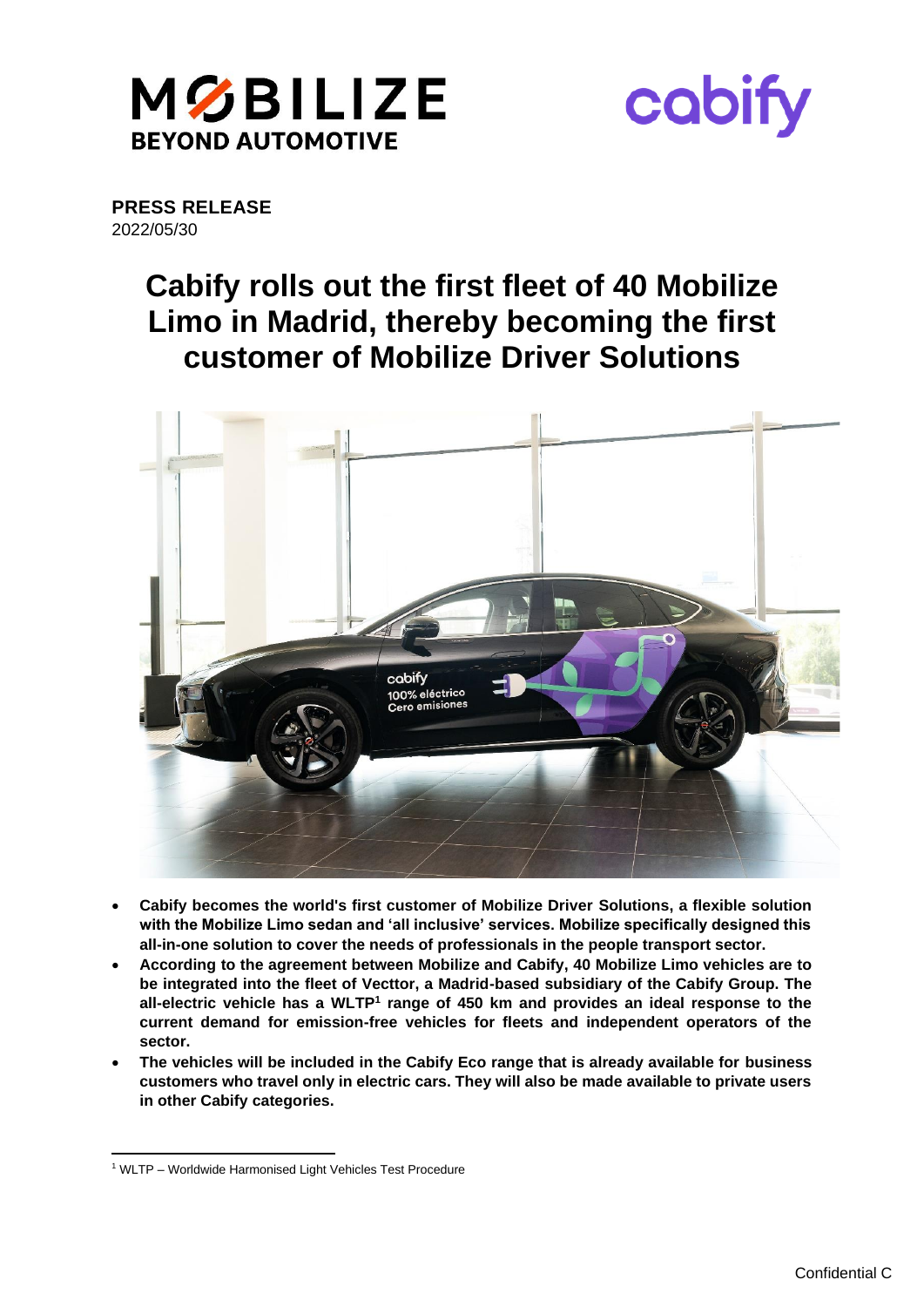**PRESS RELEASE**
2022/05/30

# Cabify rolls out the first fleet of 40 Mobilize Limo in Madrid, thereby becoming the first customer of Mobilize Driver Solutions

- **Cabify becomes the world's first customer of Mobilize Driver Solutions, a flexible solution with the Mobilize Limo sedan and 'all inclusive' services. Mobilize specifically designed this all-in-one solution to cover the needs of professionals in the people transport sector.**
- **According to the agreement between Mobilize and Cabify, 40 Mobilize Limo vehicles are to be integrated into the fleet of Vecttor, a Madrid-based subsidiary of the Cabify Group. The all-electric vehicle has a WLTP[1] range of 450 km and provides an ideal response to the current demand for emission-free vehicles for fleets and independent operators of the sector.**
- **The vehicles will be included in the Cabify Eco range that is already available for business customers who travel only in electric cars. They will also be made available to private users in other Cabify categories.**

[1] WLTP – Worldwide Harmonised Light Vehicles Test Procedure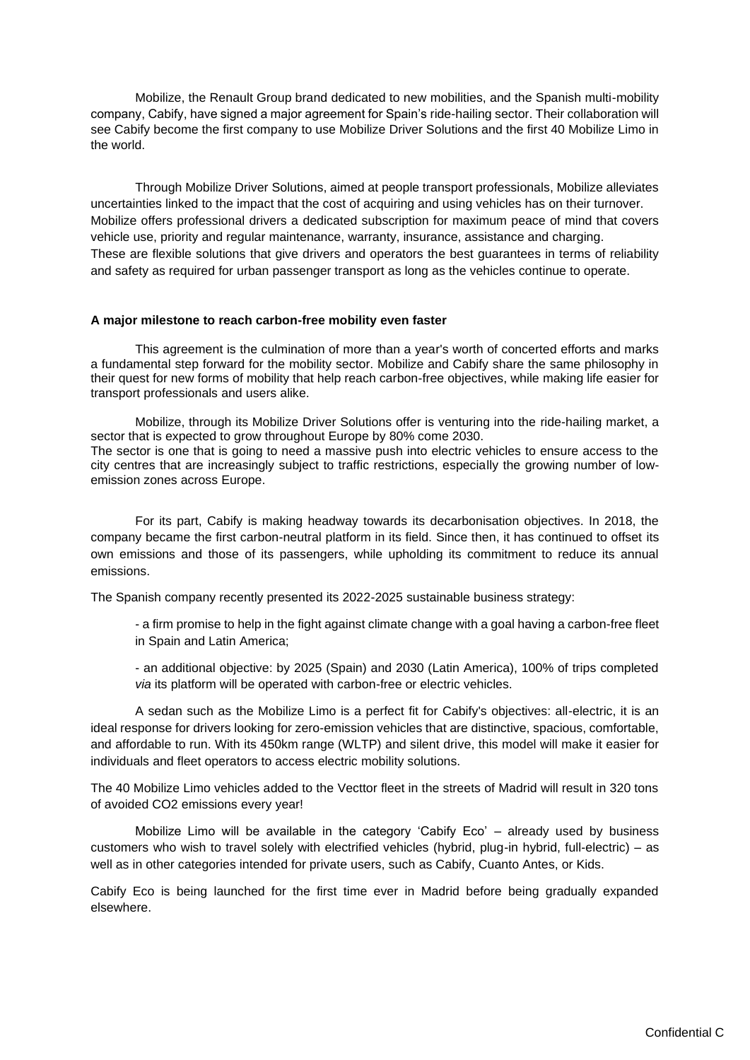Mobilize, the Renault Group brand dedicated to new mobilities, and the Spanish multi-mobility company, Cabify, have signed a major agreement for Spain's ride-hailing sector. Their collaboration will see Cabify become the first company to use Mobilize Driver Solutions and the first 40 Mobilize Limo in the world.

Through Mobilize Driver Solutions, aimed at people transport professionals, Mobilize alleviates uncertainties linked to the impact that the cost of acquiring and using vehicles has on their turnover. Mobilize offers professional drivers a dedicated subscription for maximum peace of mind that covers vehicle use, priority and regular maintenance, warranty, insurance, assistance and charging. These are flexible solutions that give drivers and operators the best guarantees in terms of reliability and safety as required for urban passenger transport as long as the vehicles continue to operate.

**A major milestone to reach carbon-free mobility even faster**

This agreement is the culmination of more than a year's worth of concerted efforts and marks a fundamental step forward for the mobility sector. Mobilize and Cabify share the same philosophy in their quest for new forms of mobility that help reach carbon-free objectives, while making life easier for transport professionals and users alike.

Mobilize, through its Mobilize Driver Solutions offer is venturing into the ride-hailing market, a sector that is expected to grow throughout Europe by 80% come 2030.
The sector is one that is going to need a massive push into electric vehicles to ensure access to the city centres that are increasingly subject to traffic restrictions, especially the growing number of low-emission zones across Europe.

For its part, Cabify is making headway towards its decarbonisation objectives. In 2018, the company became the first carbon-neutral platform in its field. Since then, it has continued to offset its own emissions and those of its passengers, while upholding its commitment to reduce its annual emissions.

The Spanish company recently presented its 2022-2025 sustainable business strategy:

- a firm promise to help in the fight against climate change with a goal having a carbon-free fleet in Spain and Latin America;

- an additional objective: by 2025 (Spain) and 2030 (Latin America), 100% of trips completed *via* its platform will be operated with carbon-free or electric vehicles.

A sedan such as the Mobilize Limo is a perfect fit for Cabify's objectives: all-electric, it is an ideal response for drivers looking for zero-emission vehicles that are distinctive, spacious, comfortable, and affordable to run. With its 450km range (WLTP) and silent drive, this model will make it easier for individuals and fleet operators to access electric mobility solutions.

The 40 Mobilize Limo vehicles added to the Vecttor fleet in the streets of Madrid will result in 320 tons of avoided $CO_2$ emissions every year!

Mobilize Limo will be available in the category 'Cabify Eco' – already used by business customers who wish to travel solely with electrified vehicles (hybrid, plug-in hybrid, full-electric) – as well as in other categories intended for private users, such as Cabify, Cuanto Antes, or Kids.

Cabify Eco is being launched for the first time ever in Madrid before being gradually expanded elsewhere.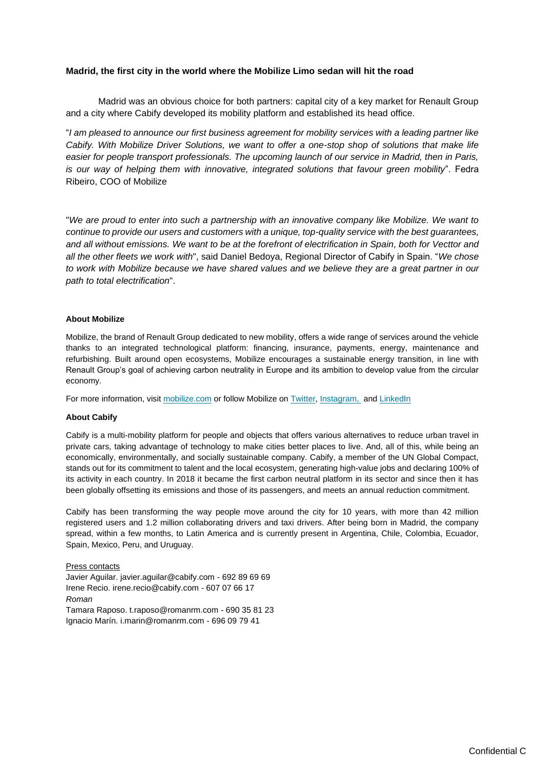**Madrid, the first city in the world where the Mobilize Limo sedan will hit the road**

Madrid was an obvious choice for both partners: capital city of a key market for Renault Group and a city where Cabify developed its mobility platform and established its head office.

"*I am pleased to announce our first business agreement for mobility services with a leading partner like Cabify. With Mobilize Driver Solutions, we want to offer a one-stop shop of solutions that make life easier for people transport professionals. The upcoming launch of our service in Madrid, then in Paris, is our way of helping them with innovative, integrated solutions that favour green mobility*". Fedra Ribeiro, COO of Mobilize

"*We are proud to enter into such a partnership with an innovative company like Mobilize. We want to continue to provide our users and customers with a unique, top-quality service with the best guarantees, and all without emissions. We want to be at the forefront of electrification in Spain, both for Vecttor and all the other fleets we work with*", said Daniel Bedoya, Regional Director of Cabify in Spain. "*We chose to work with Mobilize because we have shared values and we believe they are a great partner in our path to total electrification*".

**About Mobilize**

Mobilize, the brand of Renault Group dedicated to new mobility, offers a wide range of services around the vehicle thanks to an integrated technological platform: financing, insurance, payments, energy, maintenance and refurbishing. Built around open ecosystems, Mobilize encourages a sustainable energy transition, in line with Renault Group's goal of achieving carbon neutrality in Europe and its ambition to develop value from the circular economy.

For more information, visit mobilize.com or follow Mobilize on Twitter, Instagram, and LinkedIn

**About Cabify**

Cabify is a multi-mobility platform for people and objects that offers various alternatives to reduce urban travel in private cars, taking advantage of technology to make cities better places to live. And, all of this, while being an economically, environmentally, and socially sustainable company. Cabify, a member of the UN Global Compact, stands out for its commitment to talent and the local ecosystem, generating high-value jobs and declaring 100% of its activity in each country. In 2018 it became the first carbon neutral platform in its sector and since then it has been globally offsetting its emissions and those of its passengers, and meets an annual reduction commitment.

Cabify has been transforming the way people move around the city for 10 years, with more than 42 million registered users and 1.2 million collaborating drivers and taxi drivers. After being born in Madrid, the company spread, within a few months, to Latin America and is currently present in Argentina, Chile, Colombia, Ecuador, Spain, Mexico, Peru, and Uruguay.

Press contacts
Javier Aguilar. javier.aguilar@cabify.com - 692 89 69 69
Irene Recio. irene.recio@cabify.com - 607 07 66 17
*Roman*
Tamara Raposo. t.raposo@romanrm.com - 690 35 81 23
Ignacio Marín. i.marin@romanrm.com - 696 09 79 41

Confidential C